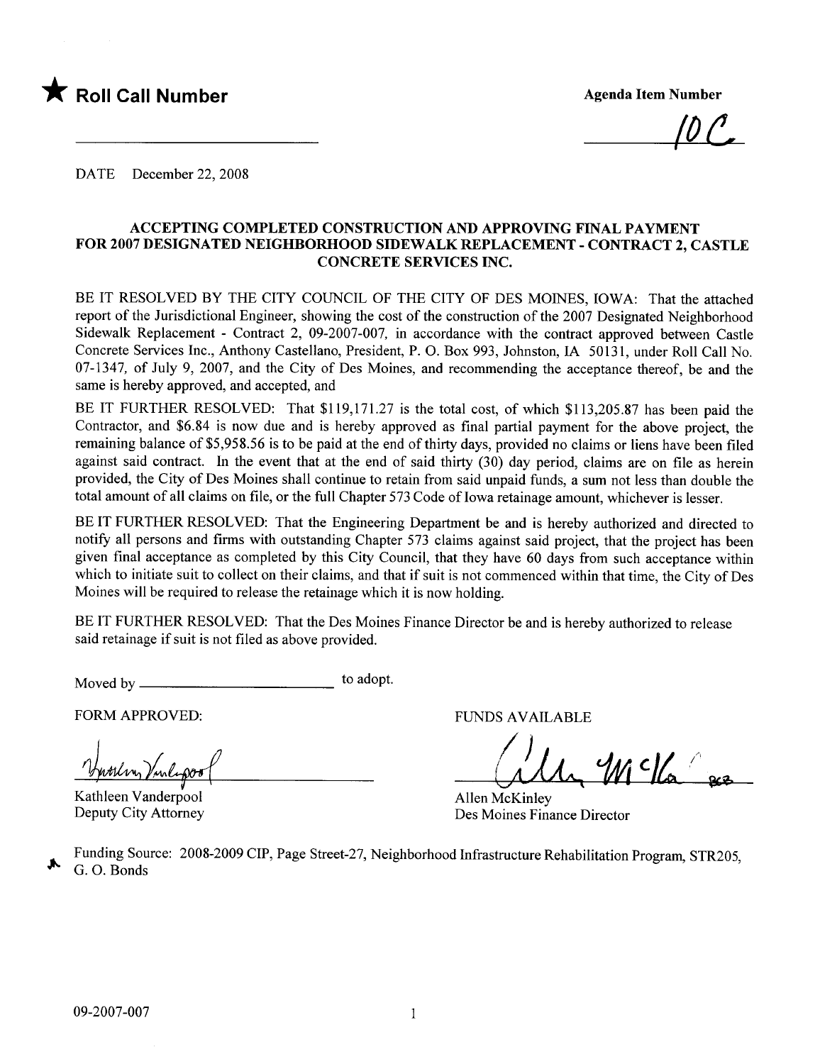★ **Roll Call Number**

**Agenda Item Number**

10C

DATE December 22, 2008

**ACCEPTING COMPLETED CONSTRUCTION AND APPROVING FINAL PAYMENT FOR 2007 DESIGNATED NEIGHBORHOOD SIDEWALK REPLACEMENT - CONTRACT 2, CASTLE CONCRETE SERVICES INC.**

BE IT RESOLVED BY THE CITY COUNCIL OF THE CITY OF DES MOINES, IOWA: That the attached report of the Jurisdictional Engineer, showing the cost of the construction of the 2007 Designated Neighborhood Sidewalk Replacement - Contract 2, 09-2007-007, in accordance with the contract approved between Castle Concrete Services Inc., Anthony Castellano, President, P. O. Box 993, Johnston, IA 50131, under Roll Call No. 07-1347, of July 9, 2007, and the City of Des Moines, and recommending the acceptance thereof, be and the same is hereby approved, and accepted, and

BE IT FURTHER RESOLVED: That $119,171.27 is the total cost, of which $113,205.87 has been paid the Contractor, and $6.84 is now due and is hereby approved as final partial payment for the above project, the remaining balance of $5,958.56 is to be paid at the end of thirty days, provided no claims or liens have been filed against said contract. In the event that at the end of said thirty (30) day period, claims are on file as herein provided, the City of Des Moines shall continue to retain from said unpaid funds, a sum not less than double the total amount of all claims on file, or the full Chapter 573 Code of Iowa retainage amount, whichever is lesser.

BE IT FURTHER RESOLVED: That the Engineering Department be and is hereby authorized and directed to notify all persons and firms with outstanding Chapter 573 claims against said project, that the project has been given final acceptance as completed by this City Council, that they have 60 days from such acceptance within which to initiate suit to collect on their claims, and that if suit is not commenced within that time, the City of Des Moines will be required to release the retainage which it is now holding.

BE IT FURTHER RESOLVED: That the Des Moines Finance Director be and is hereby authorized to release said retainage if suit is not filed as above provided.

Moved by ______________________ to adopt.

FORM APPROVED:

Kathleen Vanderpool
Deputy City Attorney

FUNDS AVAILABLE

Allen McKinley
Des Moines Finance Director

Funding Source: 2008-2009 CIP, Page Street-27, Neighborhood Infrastructure Rehabilitation Program, STR205, G. O. Bonds

09-2007-007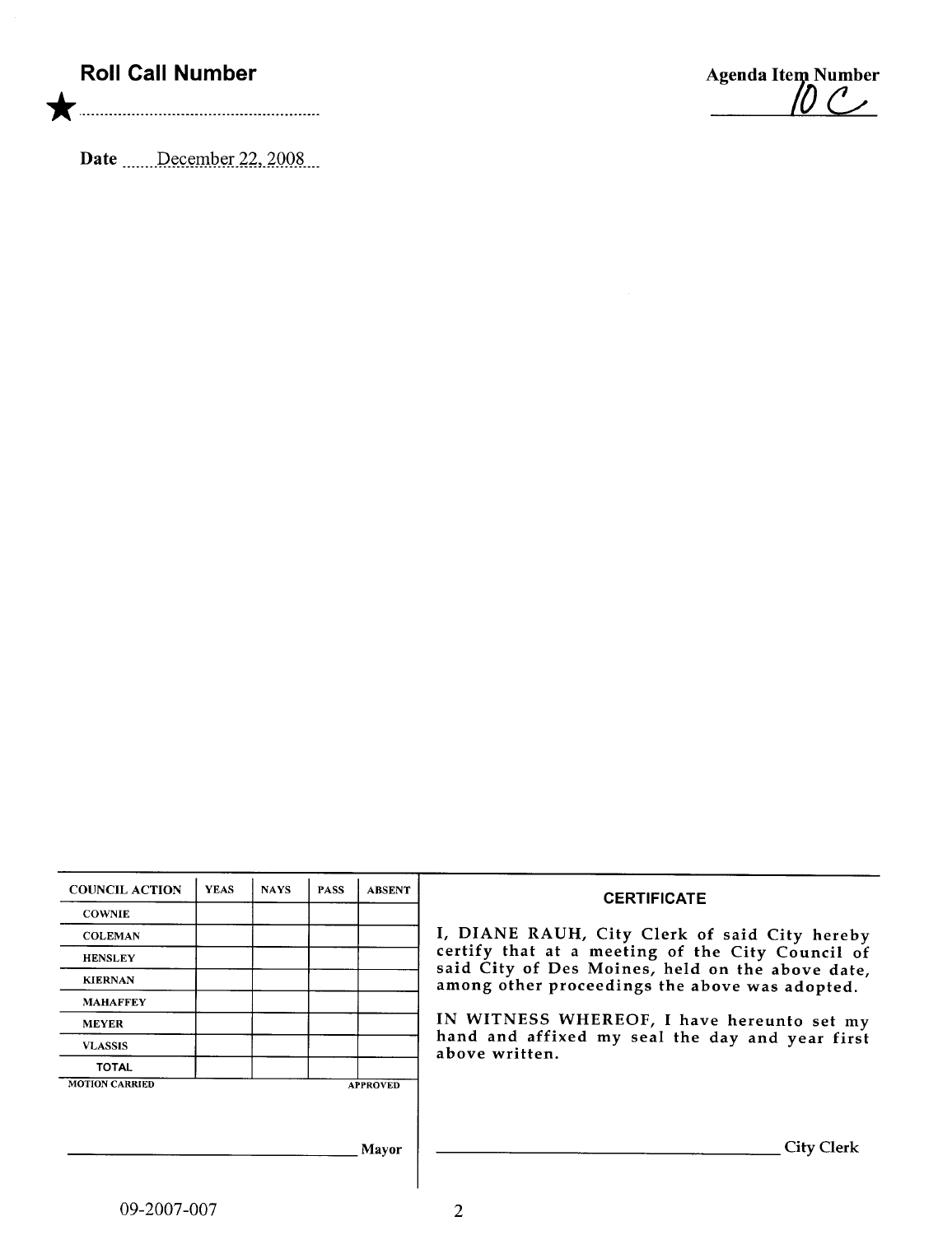**Roll Call Number**

★ ..........................................................

**Agenda Item Number**
10 C

**Date** December 22, 2008

| COUNCIL ACTION | YEAS | NAYS | PASS | ABSENT |
| --- | --- | --- | --- | --- |
| COWNIE | | | | |
| COLEMAN | | | | |
| HENSLEY | | | | |
| KIERNAN | | | | |
| MAHAFFEY | | | | |
| MEYER | | | | |
| VLASSIS | | | | |
| TOTAL | | | | |

MOTION CARRIED APPROVED

______________________________ Mayor

**CERTIFICATE**

I, DIANE RAUH, City Clerk of said City hereby certify that at a meeting of the City Council of said City of Des Moines, held on the above date, among other proceedings the above was adopted.

IN WITNESS WHEREOF, I have hereunto set my hand and affixed my seal the day and year first above written.

______________________________ City Clerk

09-2007-007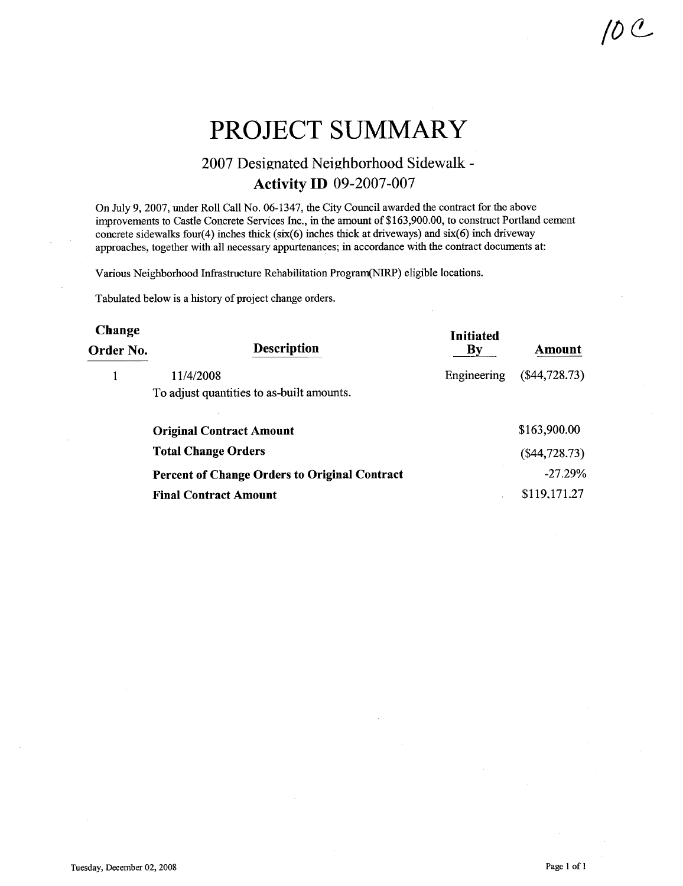10 C

# PROJECT SUMMARY

## 2007 Designated Neighborhood Sidewalk -
## **Activity ID** 09-2007-007

On July 9, 2007, under Roll Call No. 06-1347, the City Council awarded the contract for the above improvements to Castle Concrete Services Inc., in the amount of $163,900.00, to construct Portland cement concrete sidewalks four(4) inches thick (six(6) inches thick at driveways) and six(6) inch driveway approaches, together with all necessary appurtenances; in accordance with the contract documents at:

Various Neighborhood Infrastructure Rehabilitation Program(NIRP) eligible locations.

Tabulated below is a history of project change orders.

| Change Order No. | Description | Initiated By | Amount |
|---|---|---|---|
| 1 | 11/4/2008<br>To adjust quantities to as-built amounts. | Engineering | ($44,728.73) |
| | **Original Contract Amount** | | $163,900.00 |
| | **Total Change Orders** | | ($44,728.73) |
| | **Percent of Change Orders to Original Contract** | | -27.29% |
| | **Final Contract Amount** | | $119,171.27 |

Tuesday, December 02, 2008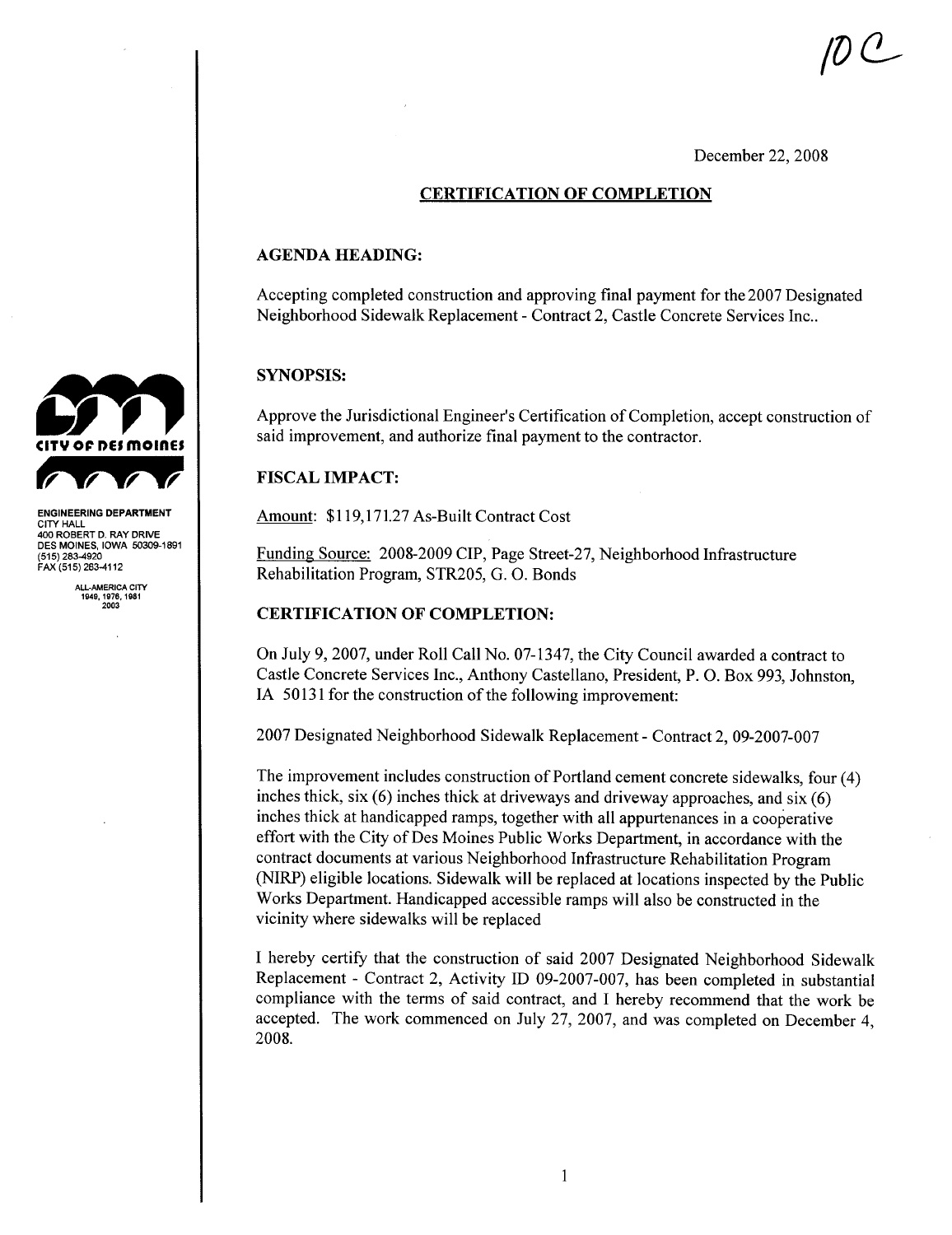10C

December 22, 2008

## CERTIFICATION OF COMPLETION

**ENGINEERING DEPARTMENT**
CITY HALL
400 ROBERT D. RAY DRIVE
DES MOINES, IOWA 50309-1891
(515) 283-4920
FAX (515) 283-4112

ALL-AMERICA CITY
1949, 1976, 1981
2003

### AGENDA HEADING:

Accepting completed construction and approving final payment for the 2007 Designated Neighborhood Sidewalk Replacement - Contract 2, Castle Concrete Services Inc..

### SYNOPSIS:

Approve the Jurisdictional Engineer's Certification of Completion, accept construction of said improvement, and authorize final payment to the contractor.

### FISCAL IMPACT:

Amount: $119,171.27 As-Built Contract Cost

Funding Source: 2008-2009 CIP, Page Street-27, Neighborhood Infrastructure Rehabilitation Program, STR205, G. O. Bonds

### CERTIFICATION OF COMPLETION:

On July 9, 2007, under Roll Call No. 07-1347, the City Council awarded a contract to Castle Concrete Services Inc., Anthony Castellano, President, P. O. Box 993, Johnston, IA 50131 for the construction of the following improvement:

2007 Designated Neighborhood Sidewalk Replacement - Contract 2, 09-2007-007

The improvement includes construction of Portland cement concrete sidewalks, four (4) inches thick, six (6) inches thick at driveways and driveway approaches, and six (6) inches thick at handicapped ramps, together with all appurtenances in a cooperative effort with the City of Des Moines Public Works Department, in accordance with the contract documents at various Neighborhood Infrastructure Rehabilitation Program (NIRP) eligible locations. Sidewalk will be replaced at locations inspected by the Public Works Department. Handicapped accessible ramps will also be constructed in the vicinity where sidewalks will be replaced

I hereby certify that the construction of said 2007 Designated Neighborhood Sidewalk Replacement - Contract 2, Activity ID 09-2007-007, has been completed in substantial compliance with the terms of said contract, and I hereby recommend that the work be accepted. The work commenced on July 27, 2007, and was completed on December 4, 2008.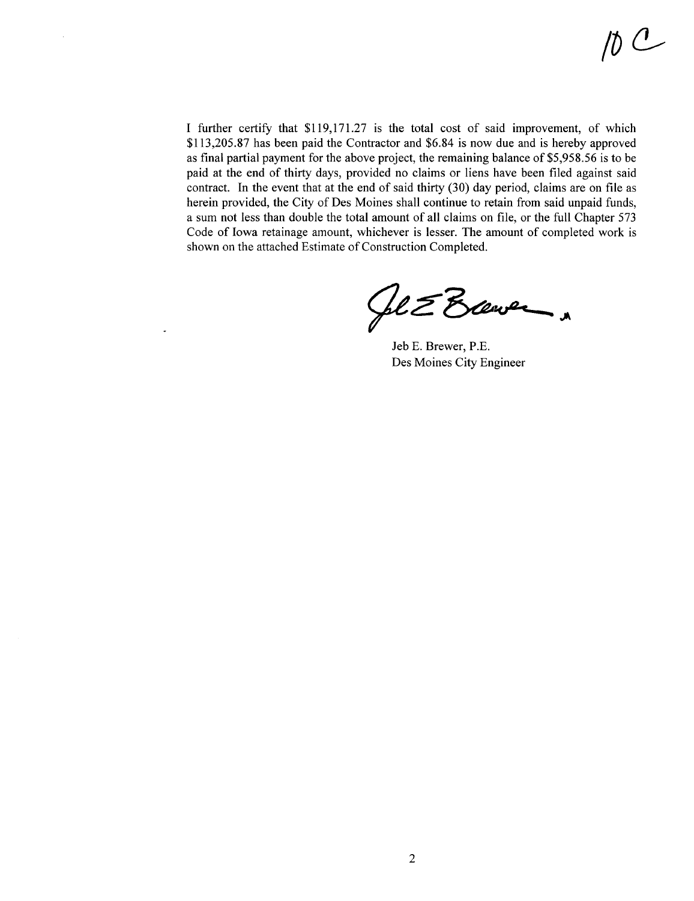10 C

I further certify that $119,171.27 is the total cost of said improvement, of which $113,205.87 has been paid the Contractor and $6.84 is now due and is hereby approved as final partial payment for the above project, the remaining balance of $5,958.56 is to be paid at the end of thirty days, provided no claims or liens have been filed against said contract. In the event that at the end of said thirty (30) day period, claims are on file as herein provided, the City of Des Moines shall continue to retain from said unpaid funds, a sum not less than double the total amount of all claims on file, or the full Chapter 573 Code of Iowa retainage amount, whichever is lesser. The amount of completed work is shown on the attached Estimate of Construction Completed.

Jeb E. Brewer, P.E.
Des Moines City Engineer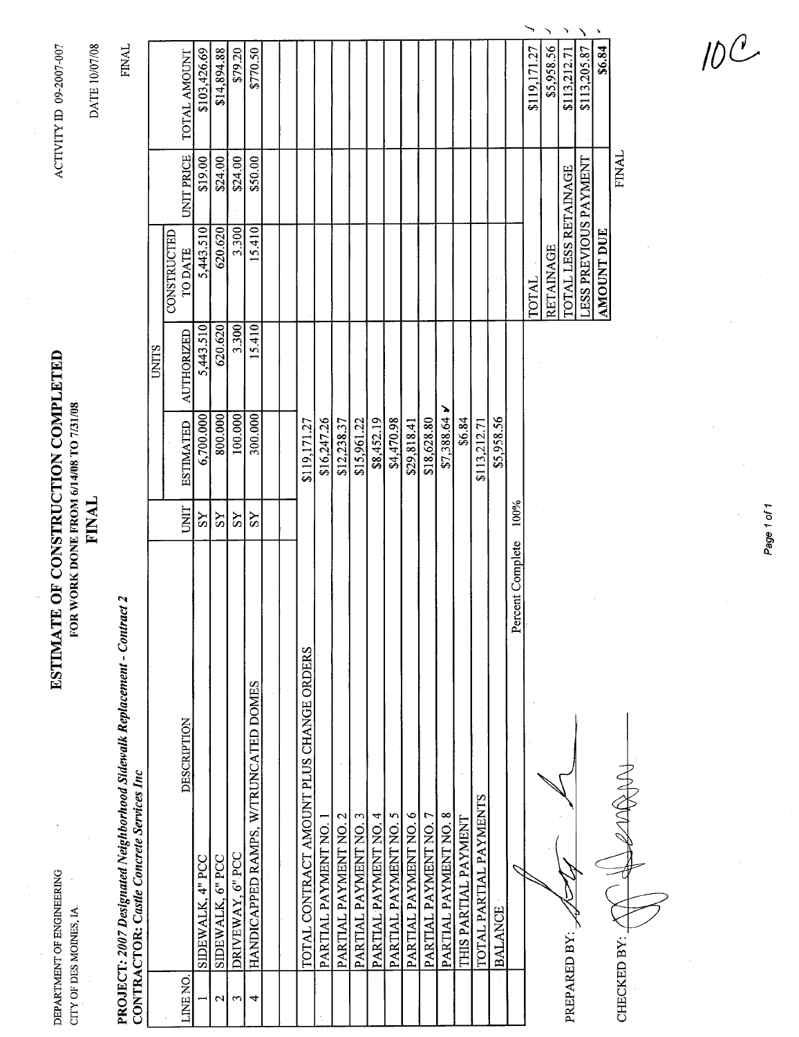DEPARTMENT OF ENGINEERING
CITY OF DES MOINES, IA

ACTIVITY ID 09-2007-007

DATE 10/07/08

# ESTIMATE OF CONSTRUCTION COMPLETED

**FOR WORK DONE FROM 6/14/08 TO 7/31/08**

**FINAL**

FINAL

10C

**PROJECT:** ***2007 Designated Neighborhood Sidewalk Replacement - Contract 2***
**CONTRACTOR:** ***Castle Concrete Services Inc***

| LINE NO. | DESCRIPTION | UNIT | UNITS | | CONSTRUCTED TO DATE | UNIT PRICE | TOTAL AMOUNT |
|---|---|---|---|---|---|---|---|
| | | | ESTIMATED | AUTHORIZED | | | |
| 1 | SIDEWALK, 4" PCC | SY | 6,700.000 | 5,443.510 | 5,443.510 | $19.00 | $103,426.69 |
| 2 | SIDEWALK, 6" PCC | SY | 800.000 | 620.620 | 620.620 | $24.00 | $14,894.88 |
| 3 | DRIVEWAY, 6" PCC | SY | 100.000 | 3.300 | 3.300 | $24.00 | $79.20 |
| 4 | HANDICAPPED RAMPS, W/TRUNCATED DOMES | SY | 300.000 | 15.410 | 15.410 | $50.00 | $770.50 |
| | TOTAL CONTRACT AMOUNT PLUS CHANGE ORDERS | | $119,171.27 | | | | |
| | PARTIAL PAYMENT NO. 1 | | $16,247.26 | | | | |
| | PARTIAL PAYMENT NO. 2 | | $12,238.37 | | | | |
| | PARTIAL PAYMENT NO. 3 | | $15,961.22 | | | | |
| | PARTIAL PAYMENT NO. 4 | | $8,452.19 | | | | |
| | PARTIAL PAYMENT NO. 5 | | $4,470.98 | | | | |
| | PARTIAL PAYMENT NO. 6 | | $29,818.41 | | | | |
| | PARTIAL PAYMENT NO. 7 | | $18,628.80 | | | | |
| | PARTIAL PAYMENT NO. 8 | | $7,388.64 ✓ | | | | |
| | THIS PARTIAL PAYMENT | | $6.84 | | | | |
| | TOTAL PARTIAL PAYMENTS | | $113,212.71 | | | | |
| | BALANCE | | $5,958.56 | | | | |
| | Percent Complete 100% | | | | | | |

| | |
|---|---|
| TOTAL | $119,171.27 |
| RETAINAGE | $5,958.56 |
| TOTAL LESS RETAINAGE | $113,212.71 |
| LESS PREVIOUS PAYMENT | $113,205.87 |
| **AMOUNT DUE** | **$6.84** |

FINAL

PREPARED BY: _[signature]_

CHECKED BY: _[signature]_